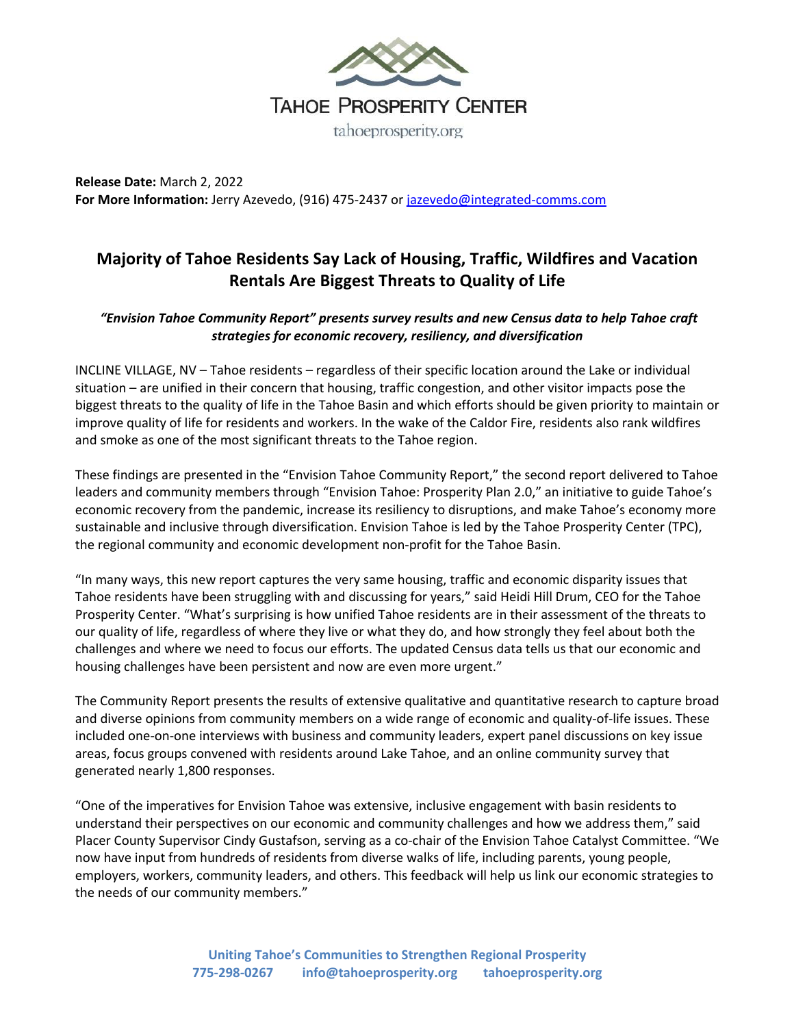Tahoe Prosperity Center

tahoeprosperity.org

**Release Date:** March 2, 2022
**For More Information:** Jerry Azevedo, (916) 475-2437 or jazevedo@integrated-comms.com

# Majority of Tahoe Residents Say Lack of Housing, Traffic, Wildfires and Vacation Rentals Are Biggest Threats to Quality of Life

***"Envision Tahoe Community Report" presents survey results and new Census data to help Tahoe craft strategies for economic recovery, resiliency, and diversification***

INCLINE VILLAGE, NV – Tahoe residents – regardless of their specific location around the Lake or individual situation – are unified in their concern that housing, traffic congestion, and other visitor impacts pose the biggest threats to the quality of life in the Tahoe Basin and which efforts should be given priority to maintain or improve quality of life for residents and workers. In the wake of the Caldor Fire, residents also rank wildfires and smoke as one of the most significant threats to the Tahoe region.

These findings are presented in the "Envision Tahoe Community Report," the second report delivered to Tahoe leaders and community members through "Envision Tahoe: Prosperity Plan 2.0," an initiative to guide Tahoe's economic recovery from the pandemic, increase its resiliency to disruptions, and make Tahoe's economy more sustainable and inclusive through diversification. Envision Tahoe is led by the Tahoe Prosperity Center (TPC), the regional community and economic development non-profit for the Tahoe Basin.

"In many ways, this new report captures the very same housing, traffic and economic disparity issues that Tahoe residents have been struggling with and discussing for years," said Heidi Hill Drum, CEO for the Tahoe Prosperity Center. "What's surprising is how unified Tahoe residents are in their assessment of the threats to our quality of life, regardless of where they live or what they do, and how strongly they feel about both the challenges and where we need to focus our efforts. The updated Census data tells us that our economic and housing challenges have been persistent and now are even more urgent."

The Community Report presents the results of extensive qualitative and quantitative research to capture broad and diverse opinions from community members on a wide range of economic and quality-of-life issues. These included one-on-one interviews with business and community leaders, expert panel discussions on key issue areas, focus groups convened with residents around Lake Tahoe, and an online community survey that generated nearly 1,800 responses.

"One of the imperatives for Envision Tahoe was extensive, inclusive engagement with basin residents to understand their perspectives on our economic and community challenges and how we address them," said Placer County Supervisor Cindy Gustafson, serving as a co-chair of the Envision Tahoe Catalyst Committee. "We now have input from hundreds of residents from diverse walks of life, including parents, young people, employers, workers, community leaders, and others. This feedback will help us link our economic strategies to the needs of our community members."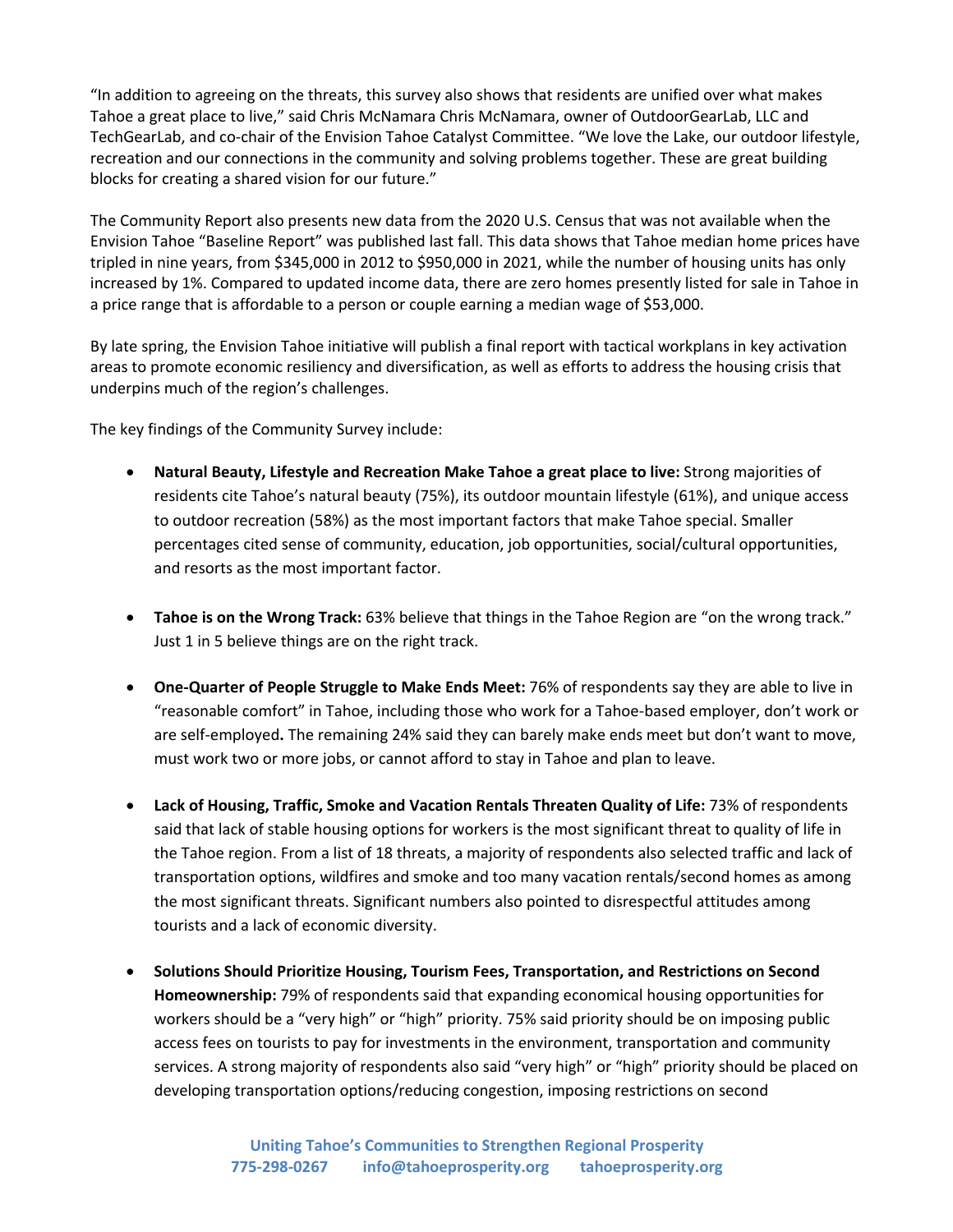"In addition to agreeing on the threats, this survey also shows that residents are unified over what makes Tahoe a great place to live," said Chris McNamara Chris McNamara, owner of OutdoorGearLab, LLC and TechGearLab, and co-chair of the Envision Tahoe Catalyst Committee. "We love the Lake, our outdoor lifestyle, recreation and our connections in the community and solving problems together. These are great building blocks for creating a shared vision for our future."

The Community Report also presents new data from the 2020 U.S. Census that was not available when the Envision Tahoe "Baseline Report" was published last fall. This data shows that Tahoe median home prices have tripled in nine years, from $345,000 in 2012 to $950,000 in 2021, while the number of housing units has only increased by 1%. Compared to updated income data, there are zero homes presently listed for sale in Tahoe in a price range that is affordable to a person or couple earning a median wage of $53,000.

By late spring, the Envision Tahoe initiative will publish a final report with tactical workplans in key activation areas to promote economic resiliency and diversification, as well as efforts to address the housing crisis that underpins much of the region's challenges.

The key findings of the Community Survey include:

- **Natural Beauty, Lifestyle and Recreation Make Tahoe a great place to live:** Strong majorities of residents cite Tahoe's natural beauty (75%), its outdoor mountain lifestyle (61%), and unique access to outdoor recreation (58%) as the most important factors that make Tahoe special. Smaller percentages cited sense of community, education, job opportunities, social/cultural opportunities, and resorts as the most important factor.

- **Tahoe is on the Wrong Track:** 63% believe that things in the Tahoe Region are "on the wrong track." Just 1 in 5 believe things are on the right track.

- **One-Quarter of People Struggle to Make Ends Meet:** 76% of respondents say they are able to live in "reasonable comfort" in Tahoe, including those who work for a Tahoe-based employer, don't work or are self-employed**.** The remaining 24% said they can barely make ends meet but don't want to move, must work two or more jobs, or cannot afford to stay in Tahoe and plan to leave.

- **Lack of Housing, Traffic, Smoke and Vacation Rentals Threaten Quality of Life:** 73% of respondents said that lack of stable housing options for workers is the most significant threat to quality of life in the Tahoe region. From a list of 18 threats, a majority of respondents also selected traffic and lack of transportation options, wildfires and smoke and too many vacation rentals/second homes as among the most significant threats. Significant numbers also pointed to disrespectful attitudes among tourists and a lack of economic diversity.

- **Solutions Should Prioritize Housing, Tourism Fees, Transportation, and Restrictions on Second Homeownership:** 79% of respondents said that expanding economical housing opportunities for workers should be a "very high" or "high" priority. 75% said priority should be on imposing public access fees on tourists to pay for investments in the environment, transportation and community services. A strong majority of respondents also said "very high" or "high" priority should be placed on developing transportation options/reducing congestion, imposing restrictions on second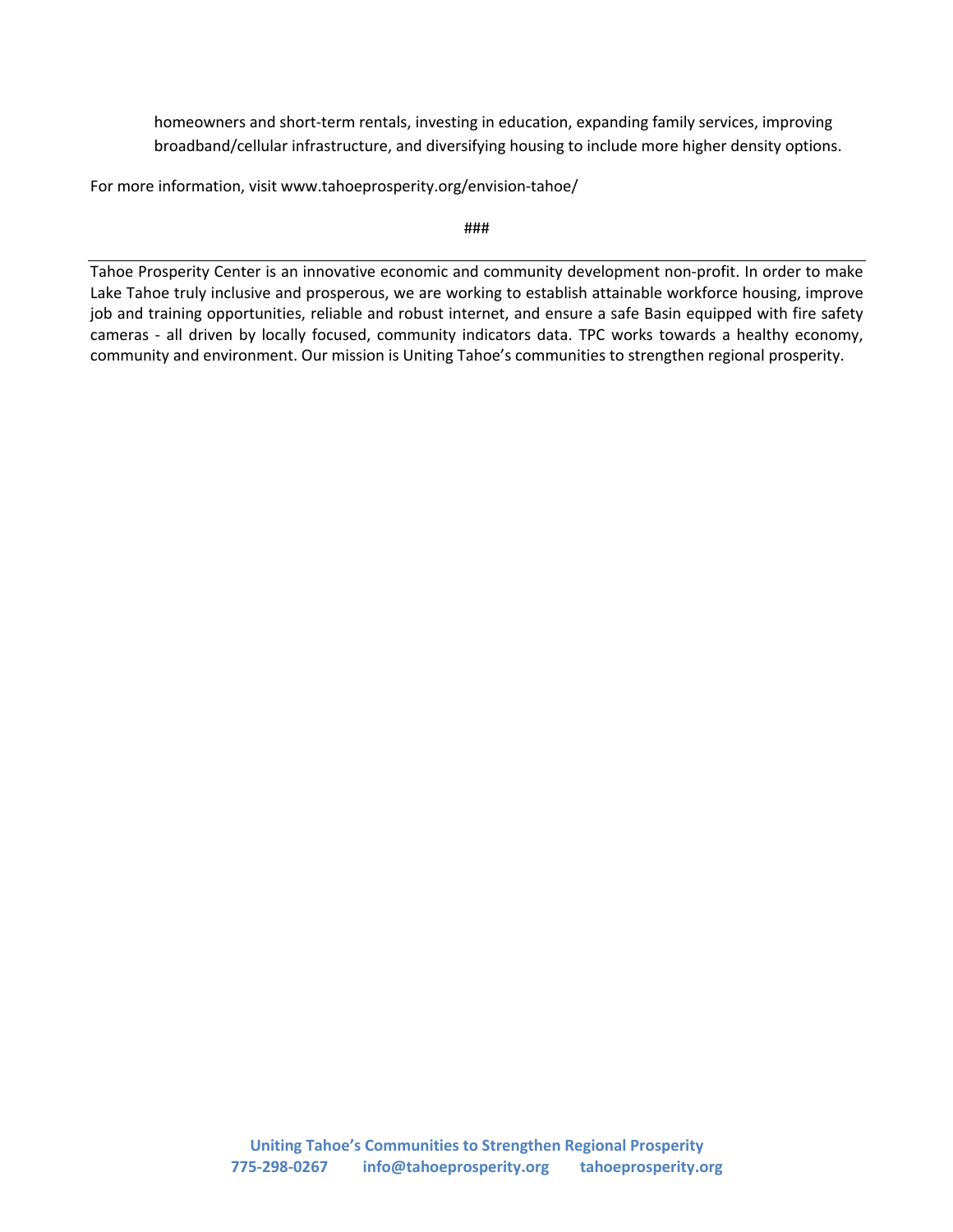homeowners and short-term rentals, investing in education, expanding family services, improving broadband/cellular infrastructure, and diversifying housing to include more higher density options.

For more information, visit www.tahoeprosperity.org/envision-tahoe/

###

---

Tahoe Prosperity Center is an innovative economic and community development non-profit. In order to make Lake Tahoe truly inclusive and prosperous, we are working to establish attainable workforce housing, improve job and training opportunities, reliable and robust internet, and ensure a safe Basin equipped with fire safety cameras - all driven by locally focused, community indicators data. TPC works towards a healthy economy, community and environment. Our mission is Uniting Tahoe's communities to strengthen regional prosperity.

**Uniting Tahoe's Communities to Strengthen Regional Prosperity**
**775-298-0267 info@tahoeprosperity.org tahoeprosperity.org**